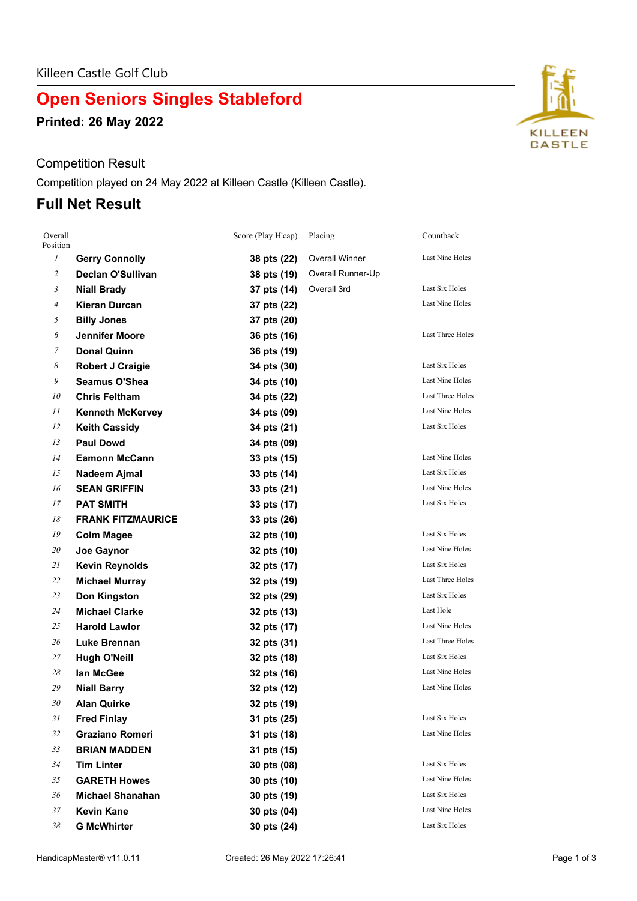Killeen Castle Golf Club

# Open Seniors Singles Stableford

**Printed: 26 May 2022**

## Competition Result

Competition played on 24 May 2022 at Killeen Castle (Killeen Castle).

## Full Net Result

| Overall Position | | Score (Play H'cap) | Placing | Countback |
|---|---|---|---|---|
| 1 | **Gerry Connolly** | **38 pts (22)** | Overall Winner | Last Nine Holes |
| 2 | **Declan O'Sullivan** | **38 pts (19)** | Overall Runner-Up | |
| 3 | **Niall Brady** | **37 pts (14)** | Overall 3rd | Last Six Holes |
| 4 | **Kieran Durcan** | **37 pts (22)** | | Last Nine Holes |
| 5 | **Billy Jones** | **37 pts (20)** | | |
| 6 | **Jennifer Moore** | **36 pts (16)** | | Last Three Holes |
| 7 | **Donal Quinn** | **36 pts (19)** | | |
| 8 | **Robert J Craigie** | **34 pts (30)** | | Last Six Holes |
| 9 | **Seamus O'Shea** | **34 pts (10)** | | Last Nine Holes |
| 10 | **Chris Feltham** | **34 pts (22)** | | Last Three Holes |
| 11 | **Kenneth McKervey** | **34 pts (09)** | | Last Nine Holes |
| 12 | **Keith Cassidy** | **34 pts (21)** | | Last Six Holes |
| 13 | **Paul Dowd** | **34 pts (09)** | | |
| 14 | **Eamonn McCann** | **33 pts (15)** | | Last Nine Holes |
| 15 | **Nadeem Ajmal** | **33 pts (14)** | | Last Six Holes |
| 16 | **SEAN GRIFFIN** | **33 pts (21)** | | Last Nine Holes |
| 17 | **PAT SMITH** | **33 pts (17)** | | Last Six Holes |
| 18 | **FRANK FITZMAURICE** | **33 pts (26)** | | |
| 19 | **Colm Magee** | **32 pts (10)** | | Last Six Holes |
| 20 | **Joe Gaynor** | **32 pts (10)** | | Last Nine Holes |
| 21 | **Kevin Reynolds** | **32 pts (17)** | | Last Six Holes |
| 22 | **Michael Murray** | **32 pts (19)** | | Last Three Holes |
| 23 | **Don Kingston** | **32 pts (29)** | | Last Six Holes |
| 24 | **Michael Clarke** | **32 pts (13)** | | Last Hole |
| 25 | **Harold Lawlor** | **32 pts (17)** | | Last Nine Holes |
| 26 | **Luke Brennan** | **32 pts (31)** | | Last Three Holes |
| 27 | **Hugh O'Neill** | **32 pts (18)** | | Last Six Holes |
| 28 | **Ian McGee** | **32 pts (16)** | | Last Nine Holes |
| 29 | **Niall Barry** | **32 pts (12)** | | Last Nine Holes |
| 30 | **Alan Quirke** | **32 pts (19)** | | |
| 31 | **Fred Finlay** | **31 pts (25)** | | Last Six Holes |
| 32 | **Graziano Romeri** | **31 pts (18)** | | Last Nine Holes |
| 33 | **BRIAN MADDEN** | **31 pts (15)** | | |
| 34 | **Tim Linter** | **30 pts (08)** | | Last Six Holes |
| 35 | **GARETH Howes** | **30 pts (10)** | | Last Nine Holes |
| 36 | **Michael Shanahan** | **30 pts (19)** | | Last Six Holes |
| 37 | **Kevin Kane** | **30 pts (04)** | | Last Nine Holes |
| 38 | **G McWhirter** | **30 pts (24)** | | Last Six Holes |

HandicapMaster® v11.0.11 Created: 26 May 2022 17:26:41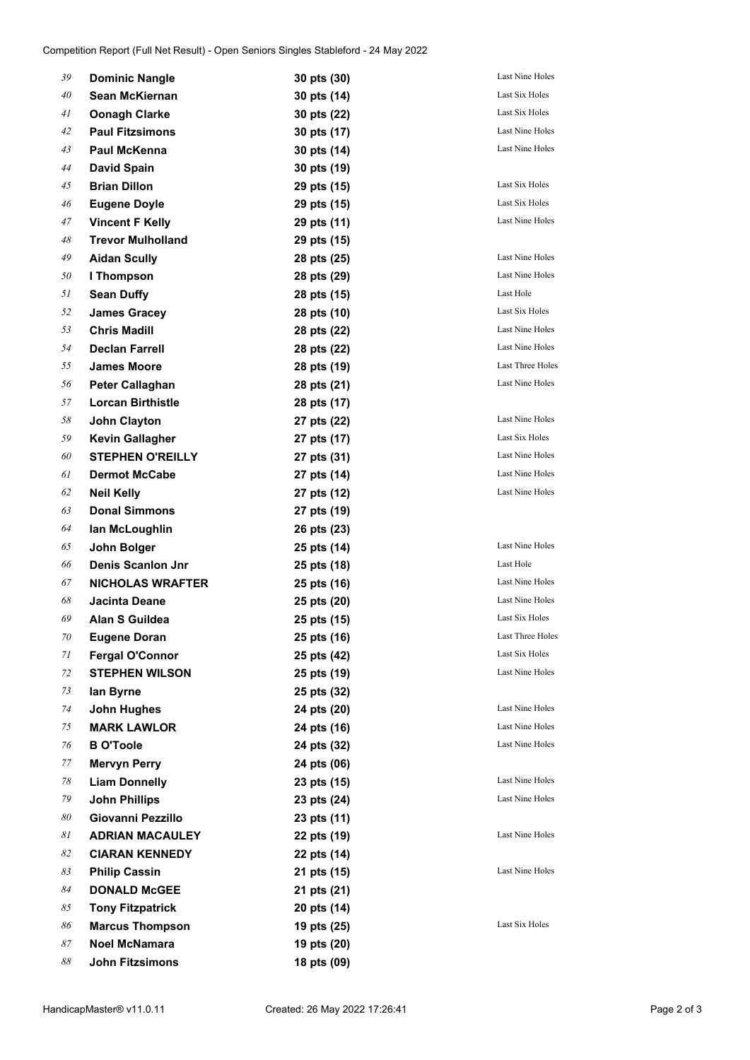Competition Report (Full Net Result) - Open Seniors Singles Stableford - 24 May 2022

| Pos | Name | Score | Countback |
|---|---|---|---|
| 39 | **Dominic Nangle** | **30 pts (30)** | Last Nine Holes |
| 40 | **Sean McKiernan** | **30 pts (14)** | Last Six Holes |
| 41 | **Oonagh Clarke** | **30 pts (22)** | Last Six Holes |
| 42 | **Paul Fitzsimons** | **30 pts (17)** | Last Nine Holes |
| 43 | **Paul McKenna** | **30 pts (14)** | Last Nine Holes |
| 44 | **David Spain** | **30 pts (19)** | |
| 45 | **Brian Dillon** | **29 pts (15)** | Last Six Holes |
| 46 | **Eugene Doyle** | **29 pts (15)** | Last Six Holes |
| 47 | **Vincent F Kelly** | **29 pts (11)** | Last Nine Holes |
| 48 | **Trevor Mulholland** | **29 pts (15)** | |
| 49 | **Aidan Scully** | **28 pts (25)** | Last Nine Holes |
| 50 | **I Thompson** | **28 pts (29)** | Last Nine Holes |
| 51 | **Sean Duffy** | **28 pts (15)** | Last Hole |
| 52 | **James Gracey** | **28 pts (10)** | Last Six Holes |
| 53 | **Chris Madill** | **28 pts (22)** | Last Nine Holes |
| 54 | **Declan Farrell** | **28 pts (22)** | Last Nine Holes |
| 55 | **James Moore** | **28 pts (19)** | Last Three Holes |
| 56 | **Peter Callaghan** | **28 pts (21)** | Last Nine Holes |
| 57 | **Lorcan Birthistle** | **28 pts (17)** | |
| 58 | **John Clayton** | **27 pts (22)** | Last Nine Holes |
| 59 | **Kevin Gallagher** | **27 pts (17)** | Last Six Holes |
| 60 | **STEPHEN O'REILLY** | **27 pts (31)** | Last Nine Holes |
| 61 | **Dermot McCabe** | **27 pts (14)** | Last Nine Holes |
| 62 | **Neil Kelly** | **27 pts (12)** | Last Nine Holes |
| 63 | **Donal Simmons** | **27 pts (19)** | |
| 64 | **Ian McLoughlin** | **26 pts (23)** | |
| 65 | **John Bolger** | **25 pts (14)** | Last Nine Holes |
| 66 | **Denis Scanlon Jnr** | **25 pts (18)** | Last Hole |
| 67 | **NICHOLAS WRAFTER** | **25 pts (16)** | Last Nine Holes |
| 68 | **Jacinta Deane** | **25 pts (20)** | Last Nine Holes |
| 69 | **Alan S Guildea** | **25 pts (15)** | Last Six Holes |
| 70 | **Eugene Doran** | **25 pts (16)** | Last Three Holes |
| 71 | **Fergal O'Connor** | **25 pts (42)** | Last Six Holes |
| 72 | **STEPHEN WILSON** | **25 pts (19)** | Last Nine Holes |
| 73 | **Ian Byrne** | **25 pts (32)** | |
| 74 | **John Hughes** | **24 pts (20)** | Last Nine Holes |
| 75 | **MARK LAWLOR** | **24 pts (16)** | Last Nine Holes |
| 76 | **B O'Toole** | **24 pts (32)** | Last Nine Holes |
| 77 | **Mervyn Perry** | **24 pts (06)** | |
| 78 | **Liam Donnelly** | **23 pts (15)** | Last Nine Holes |
| 79 | **John Phillips** | **23 pts (24)** | Last Nine Holes |
| 80 | **Giovanni Pezzillo** | **23 pts (11)** | |
| 81 | **ADRIAN MACAULEY** | **22 pts (19)** | Last Nine Holes |
| 82 | **CIARAN KENNEDY** | **22 pts (14)** | |
| 83 | **Philip Cassin** | **21 pts (15)** | Last Nine Holes |
| 84 | **DONALD McGEE** | **21 pts (21)** | |
| 85 | **Tony Fitzpatrick** | **20 pts (14)** | |
| 86 | **Marcus Thompson** | **19 pts (25)** | Last Six Holes |
| 87 | **Noel McNamara** | **19 pts (20)** | |
| 88 | **John Fitzsimons** | **18 pts (09)** | |

HandicapMaster® v11.0.11 Created: 26 May 2022 17:26:41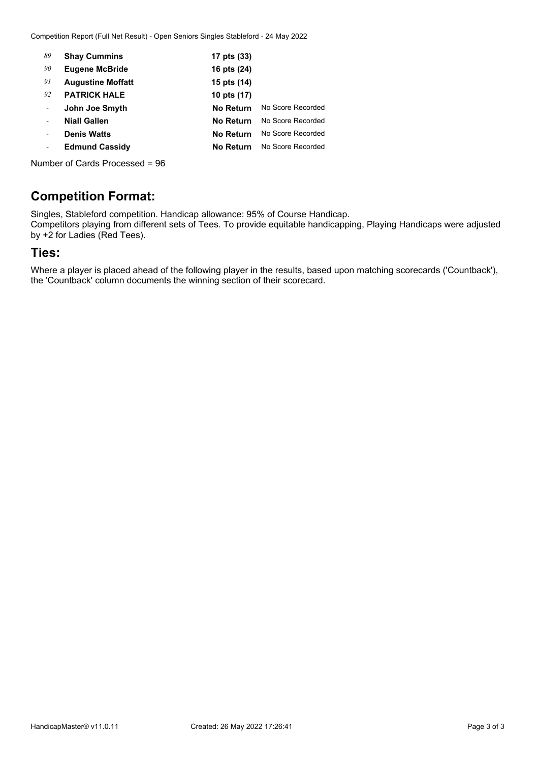| | | | |
|---|---|---|---|
| *89* | **Shay Cummins** | **17 pts (33)** | |
| *90* | **Eugene McBride** | **16 pts (24)** | |
| *91* | **Augustine Moffatt** | **15 pts (14)** | |
| *92* | **PATRICK HALE** | **10 pts (17)** | |
| - | **John Joe Smyth** | **No Return** | No Score Recorded |
| - | **Niall Gallen** | **No Return** | No Score Recorded |
| - | **Denis Watts** | **No Return** | No Score Recorded |
| - | **Edmund Cassidy** | **No Return** | No Score Recorded |

Number of Cards Processed = 96

## Competition Format:

Singles, Stableford competition. Handicap allowance: 95% of Course Handicap.
Competitors playing from different sets of Tees. To provide equitable handicapping, Playing Handicaps were adjusted by +2 for Ladies (Red Tees).

## Ties:

Where a player is placed ahead of the following player in the results, based upon matching scorecards ('Countback'), the 'Countback' column documents the winning section of their scorecard.